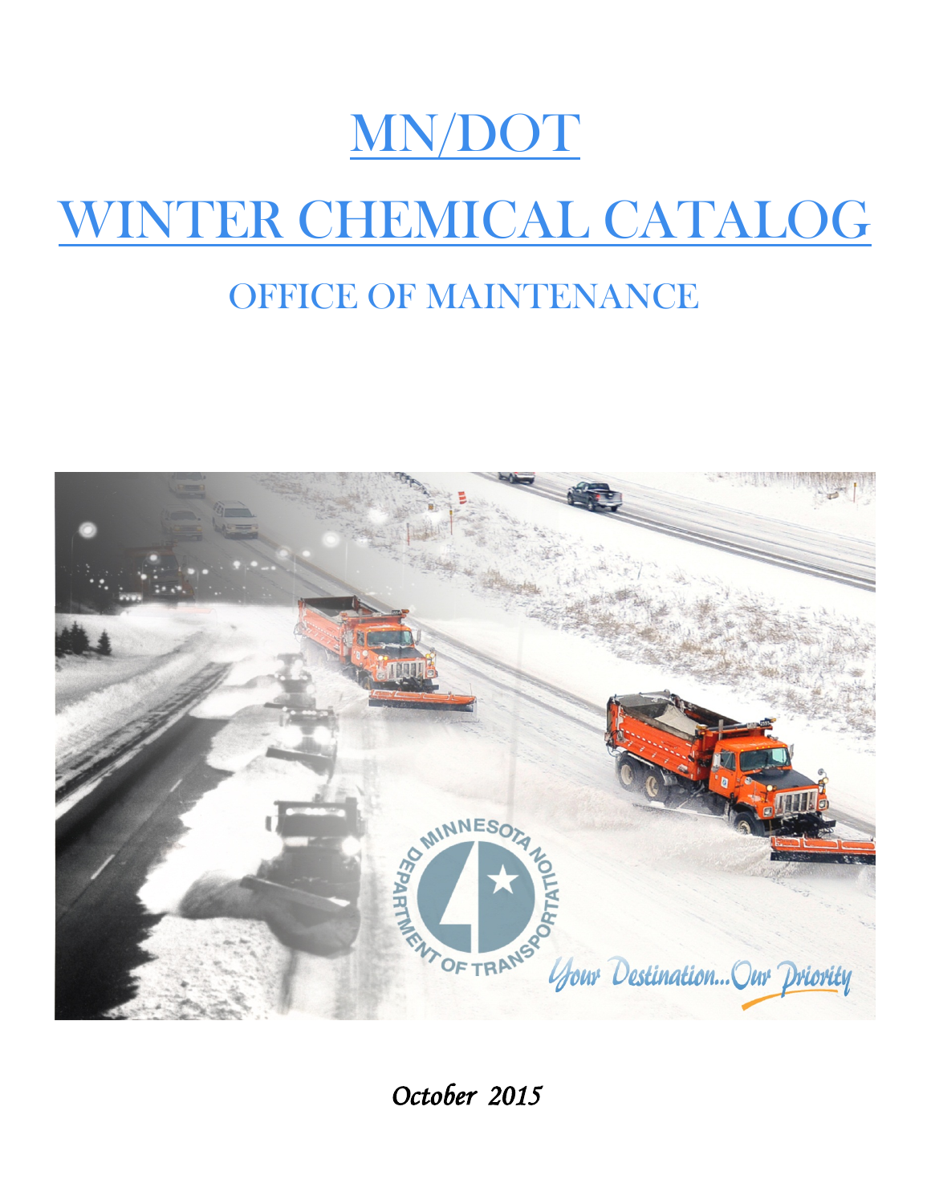# MN/DOT

# WINTER CHEMICAL CATALOG

## OFFICE OF MAINTENANCE

*October 2015*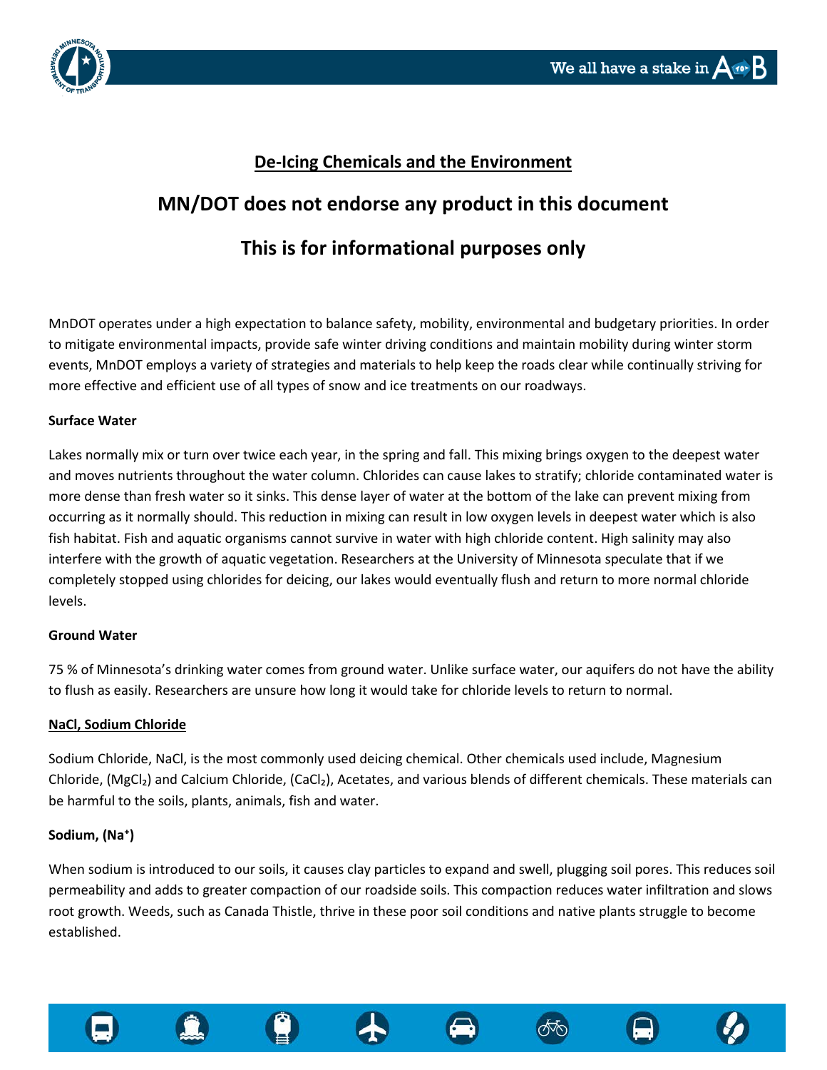# De-Icing Chemicals and the Environment

## MN/DOT does not endorse any product in this document

## This is for informational purposes only

MnDOT operates under a high expectation to balance safety, mobility, environmental and budgetary priorities. In order to mitigate environmental impacts, provide safe winter driving conditions and maintain mobility during winter storm events, MnDOT employs a variety of strategies and materials to help keep the roads clear while continually striving for more effective and efficient use of all types of snow and ice treatments on our roadways.

**Surface Water**

Lakes normally mix or turn over twice each year, in the spring and fall. This mixing brings oxygen to the deepest water and moves nutrients throughout the water column. Chlorides can cause lakes to stratify; chloride contaminated water is more dense than fresh water so it sinks. This dense layer of water at the bottom of the lake can prevent mixing from occurring as it normally should. This reduction in mixing can result in low oxygen levels in deepest water which is also fish habitat. Fish and aquatic organisms cannot survive in water with high chloride content. High salinity may also interfere with the growth of aquatic vegetation. Researchers at the University of Minnesota speculate that if we completely stopped using chlorides for deicing, our lakes would eventually flush and return to more normal chloride levels.

**Ground Water**

75 % of Minnesota's drinking water comes from ground water. Unlike surface water, our aquifers do not have the ability to flush as easily. Researchers are unsure how long it would take for chloride levels to return to normal.

**NaCl, Sodium Chloride**

Sodium Chloride, NaCl, is the most commonly used deicing chemical. Other chemicals used include, Magnesium Chloride, ($MgCl_2$) and Calcium Chloride, ($CaCl_2$), Acetates, and various blends of different chemicals. These materials can be harmful to the soils, plants, animals, fish and water.

**Sodium, ($Na^+$)**

When sodium is introduced to our soils, it causes clay particles to expand and swell, plugging soil pores. This reduces soil permeability and adds to greater compaction of our roadside soils. This compaction reduces water infiltration and slows root growth. Weeds, such as Canada Thistle, thrive in these poor soil conditions and native plants struggle to become established.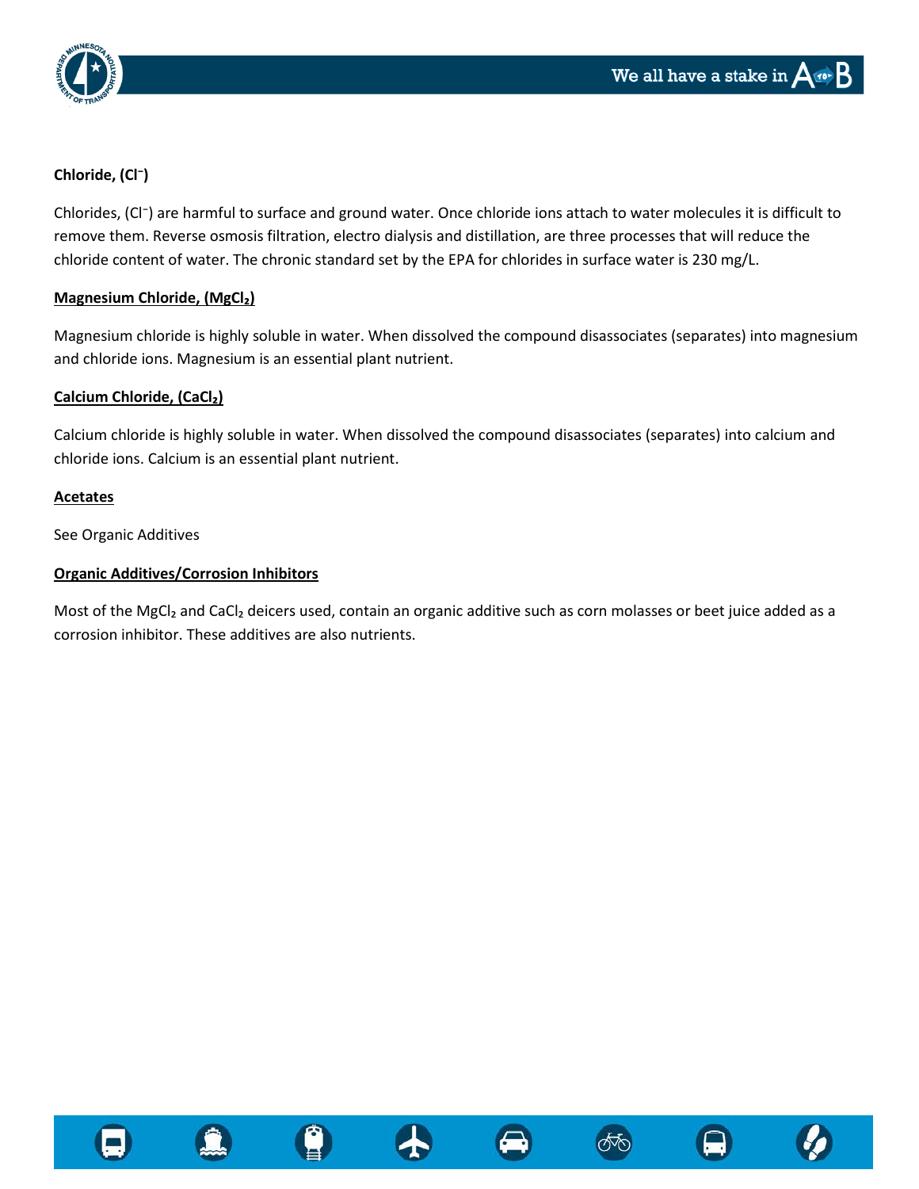**Chloride, ($Cl^-$)**

Chlorides, ($Cl^-$) are harmful to surface and ground water. Once chloride ions attach to water molecules it is difficult to remove them. Reverse osmosis filtration, electro dialysis and distillation, are three processes that will reduce the chloride content of water. The chronic standard set by the EPA for chlorides in surface water is 230 mg/L.

**Magnesium Chloride, ($MgCl_2$)**

Magnesium chloride is highly soluble in water. When dissolved the compound disassociates (separates) into magnesium and chloride ions. Magnesium is an essential plant nutrient.

**Calcium Chloride, ($CaCl_2$)**

Calcium chloride is highly soluble in water. When dissolved the compound disassociates (separates) into calcium and chloride ions. Calcium is an essential plant nutrient.

**Acetates**

See Organic Additives

**Organic Additives/Corrosion Inhibitors**

Most of the $MgCl_2$ and $CaCl_2$ deicers used, contain an organic additive such as corn molasses or beet juice added as a corrosion inhibitor. These additives are also nutrients.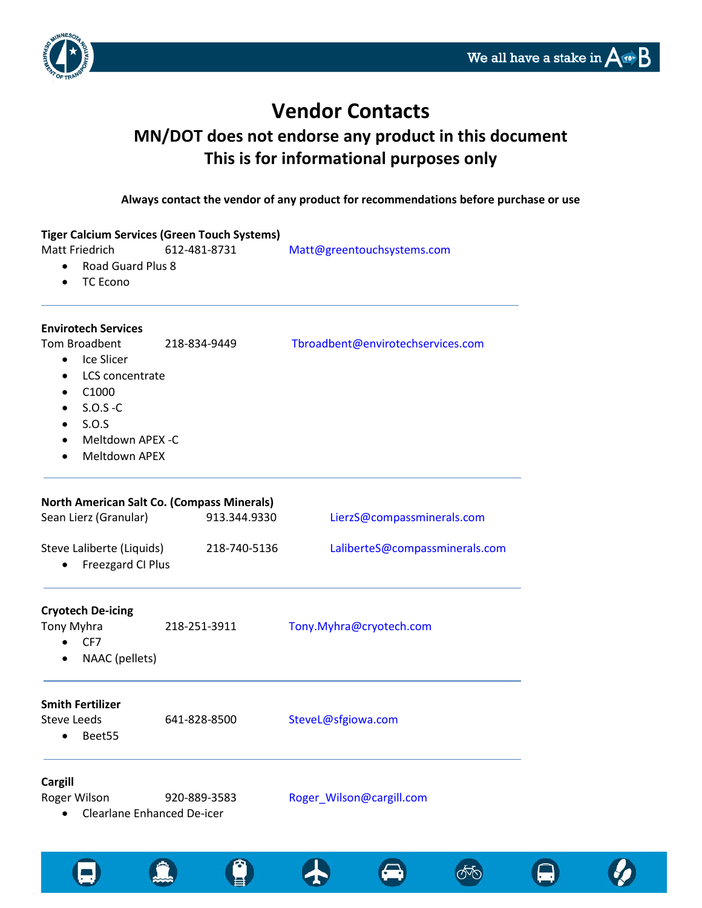# Vendor Contacts

## MN/DOT does not endorse any product in this document
## This is for informational purposes only

**Always contact the vendor of any product for recommendations before purchase or use**

**Tiger Calcium Services (Green Touch Systems)**
Matt Friedrich 612-481-8731 Matt@greentouchsystems.com

- Road Guard Plus 8
- TC Econo

---

**Envirotech Services**
Tom Broadbent 218-834-9449 Tbroadbent@envirotechservices.com

- Ice Slicer
- LCS concentrate
- C1000
- S.O.S -C
- S.O.S
- Meltdown APEX -C
- Meltdown APEX

---

**North American Salt Co. (Compass Minerals)**
Sean Lierz (Granular) 913.344.9330 LierzS@compassminerals.com

Steve Laliberte (Liquids) 218-740-5136 LaliberteS@compassminerals.com

- Freezgard CI Plus

---

**Cryotech De-icing**
Tony Myhra 218-251-3911 Tony.Myhra@cryotech.com

- CF7
- NAAC (pellets)

---

**Smith Fertilizer**
Steve Leeds 641-828-8500 SteveL@sfgiowa.com

- Beet55

---

**Cargill**
Roger Wilson 920-889-3583 Roger_Wilson@cargill.com

- Clearlane Enhanced De-icer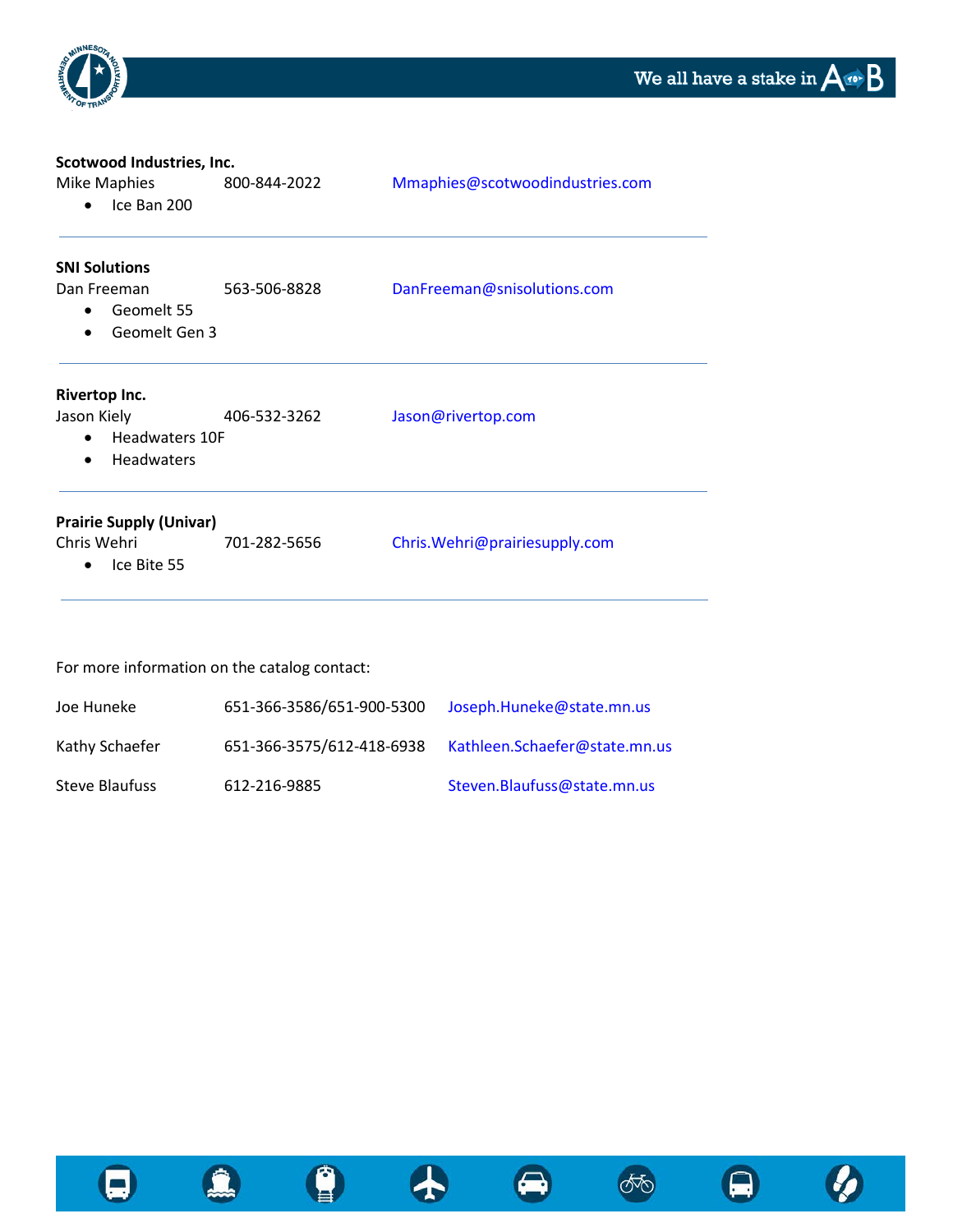**Scotwood Industries, Inc.**

Mike Maphies 800-844-2022 Mmaphies@scotwoodindustries.com

- Ice Ban 200

---

**SNI Solutions**

Dan Freeman 563-506-8828 DanFreeman@snisolutions.com

- Geomelt 55
- Geomelt Gen 3

---

**Rivertop Inc.**

Jason Kiely 406-532-3262 Jason@rivertop.com

- Headwaters 10F
- Headwaters

---

**Prairie Supply (Univar)**

Chris Wehri 701-282-5656 Chris.Wehri@prairiesupply.com

- Ice Bite 55

---

For more information on the catalog contact:

| | | |
|---|---|---|
| Joe Huneke | 651-366-3586/651-900-5300 | Joseph.Huneke@state.mn.us |
| Kathy Schaefer | 651-366-3575/612-418-6938 | Kathleen.Schaefer@state.mn.us |
| Steve Blaufuss | 612-216-9885 | Steven.Blaufuss@state.mn.us |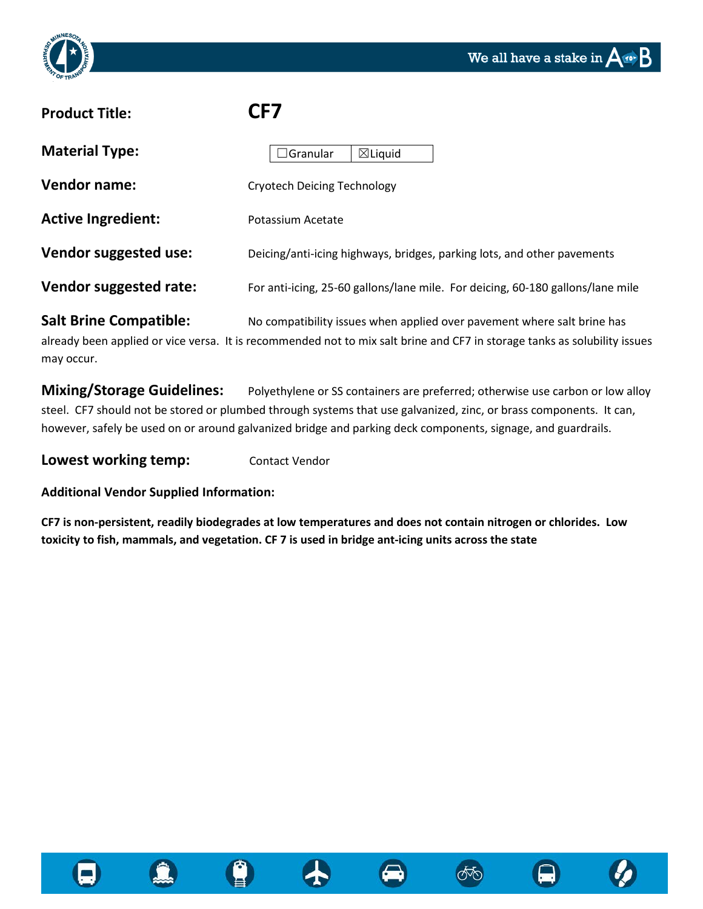**Product Title:** **CF7**

**Material Type:** ☐Granular ☒Liquid

**Vendor name:** Cryotech Deicing Technology

**Active Ingredient:** Potassium Acetate

**Vendor suggested use:** Deicing/anti-icing highways, bridges, parking lots, and other pavements

**Vendor suggested rate:** For anti-icing, 25-60 gallons/lane mile. For deicing, 60-180 gallons/lane mile

**Salt Brine Compatible:** No compatibility issues when applied over pavement where salt brine has already been applied or vice versa. It is recommended not to mix salt brine and CF7 in storage tanks as solubility issues may occur.

**Mixing/Storage Guidelines:** Polyethylene or SS containers are preferred; otherwise use carbon or low alloy steel. CF7 should not be stored or plumbed through systems that use galvanized, zinc, or brass components. It can, however, safely be used on or around galvanized bridge and parking deck components, signage, and guardrails.

**Lowest working temp:** Contact Vendor

**Additional Vendor Supplied Information:**

**CF7 is non-persistent, readily biodegrades at low temperatures and does not contain nitrogen or chlorides. Low toxicity to fish, mammals, and vegetation. CF 7 is used in bridge ant-icing units across the state**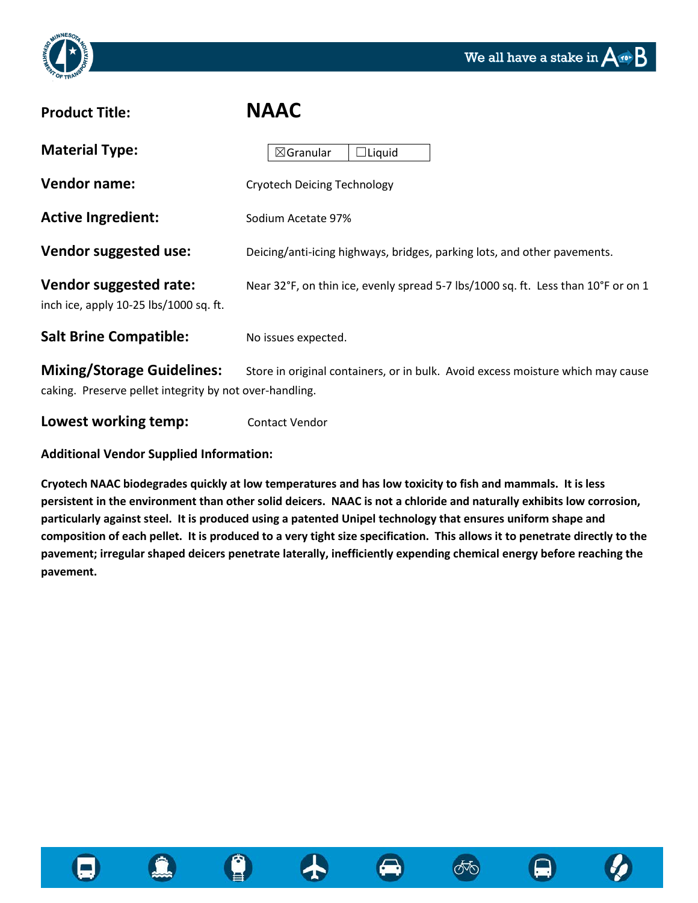**Product Title:** **NAAC**

**Material Type:** ☒Granular ☐Liquid

**Vendor name:** Cryotech Deicing Technology

**Active Ingredient:** Sodium Acetate 97%

**Vendor suggested use:** Deicing/anti-icing highways, bridges, parking lots, and other pavements.

**Vendor suggested rate:** Near 32°F, on thin ice, evenly spread 5-7 lbs/1000 sq. ft. Less than 10°F or on 1 inch ice, apply 10-25 lbs/1000 sq. ft.

**Salt Brine Compatible:** No issues expected.

**Mixing/Storage Guidelines:** Store in original containers, or in bulk. Avoid excess moisture which may cause caking. Preserve pellet integrity by not over-handling.

**Lowest working temp:** Contact Vendor

**Additional Vendor Supplied Information:**

**Cryotech NAAC biodegrades quickly at low temperatures and has low toxicity to fish and mammals. It is less persistent in the environment than other solid deicers. NAAC is not a chloride and naturally exhibits low corrosion, particularly against steel. It is produced using a patented Unipel technology that ensures uniform shape and composition of each pellet. It is produced to a very tight size specification. This allows it to penetrate directly to the pavement; irregular shaped deicers penetrate laterally, inefficiently expending chemical energy before reaching the pavement.**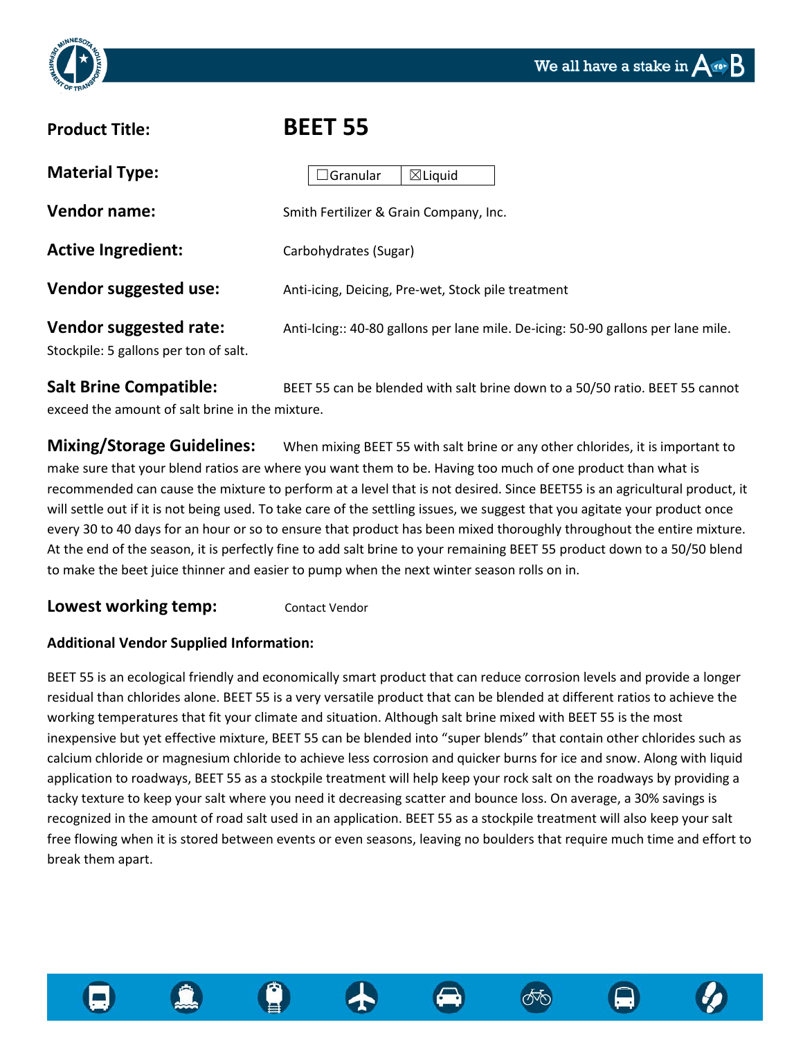**Product Title:** BEET 55

**Material Type:** ☐Granular ☒Liquid

**Vendor name:** Smith Fertilizer & Grain Company, Inc.

**Active Ingredient:** Carbohydrates (Sugar)

**Vendor suggested use:** Anti-icing, Deicing, Pre-wet, Stock pile treatment

**Vendor suggested rate:** Anti-Icing:: 40-80 gallons per lane mile. De-icing: 50-90 gallons per lane mile. Stockpile: 5 gallons per ton of salt.

**Salt Brine Compatible:** BEET 55 can be blended with salt brine down to a 50/50 ratio. BEET 55 cannot exceed the amount of salt brine in the mixture.

**Mixing/Storage Guidelines:** When mixing BEET 55 with salt brine or any other chlorides, it is important to make sure that your blend ratios are where you want them to be. Having too much of one product than what is recommended can cause the mixture to perform at a level that is not desired. Since BEET55 is an agricultural product, it will settle out if it is not being used. To take care of the settling issues, we suggest that you agitate your product once every 30 to 40 days for an hour or so to ensure that product has been mixed thoroughly throughout the entire mixture. At the end of the season, it is perfectly fine to add salt brine to your remaining BEET 55 product down to a 50/50 blend to make the beet juice thinner and easier to pump when the next winter season rolls on in.

**Lowest working temp:** Contact Vendor

**Additional Vendor Supplied Information:**

BEET 55 is an ecological friendly and economically smart product that can reduce corrosion levels and provide a longer residual than chlorides alone. BEET 55 is a very versatile product that can be blended at different ratios to achieve the working temperatures that fit your climate and situation. Although salt brine mixed with BEET 55 is the most inexpensive but yet effective mixture, BEET 55 can be blended into "super blends" that contain other chlorides such as calcium chloride or magnesium chloride to achieve less corrosion and quicker burns for ice and snow. Along with liquid application to roadways, BEET 55 as a stockpile treatment will help keep your rock salt on the roadways by providing a tacky texture to keep your salt where you need it decreasing scatter and bounce loss. On average, a 30% savings is recognized in the amount of road salt used in an application. BEET 55 as a stockpile treatment will also keep your salt free flowing when it is stored between events or even seasons, leaving no boulders that require much time and effort to break them apart.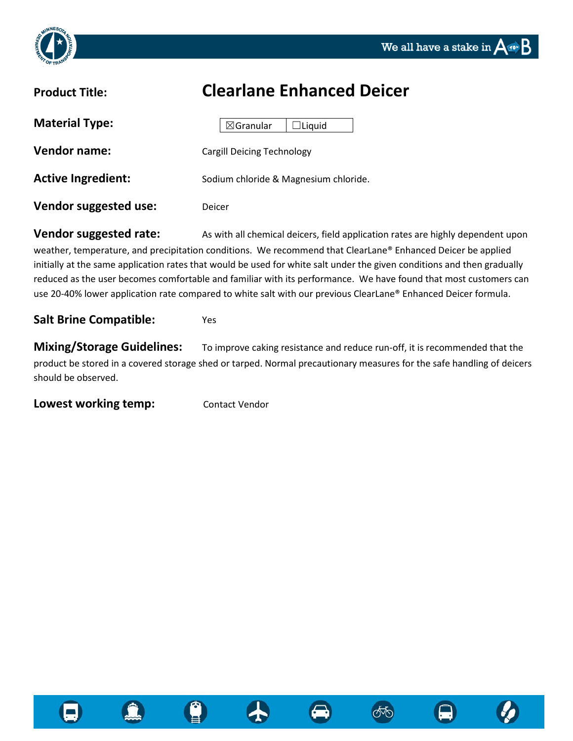**Product Title:** **Clearlane Enhanced Deicer**

**Material Type:** ☒Granular ☐Liquid

**Vendor name:** Cargill Deicing Technology

**Active Ingredient:** Sodium chloride & Magnesium chloride.

**Vendor suggested use:** Deicer

**Vendor suggested rate:** As with all chemical deicers, field application rates are highly dependent upon weather, temperature, and precipitation conditions. We recommend that ClearLane® Enhanced Deicer be applied initially at the same application rates that would be used for white salt under the given conditions and then gradually reduced as the user becomes comfortable and familiar with its performance. We have found that most customers can use 20-40% lower application rate compared to white salt with our previous ClearLane® Enhanced Deicer formula.

**Salt Brine Compatible:** Yes

**Mixing/Storage Guidelines:** To improve caking resistance and reduce run-off, it is recommended that the product be stored in a covered storage shed or tarped. Normal precautionary measures for the safe handling of deicers should be observed.

**Lowest working temp:** Contact Vendor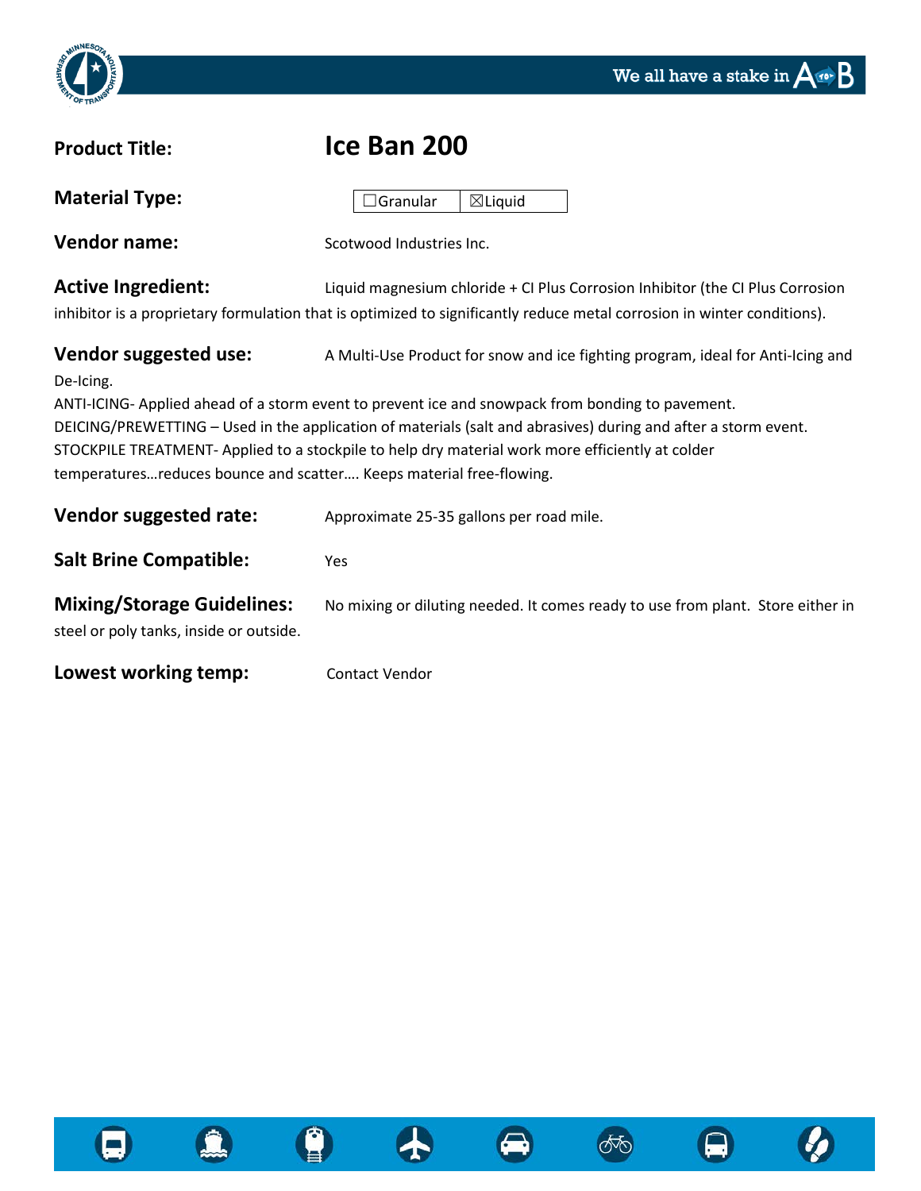**Product Title:** **Ice Ban 200**

**Material Type:** ☐Granular ☒Liquid

**Vendor name:** Scotwood Industries Inc.

**Active Ingredient:** Liquid magnesium chloride + CI Plus Corrosion Inhibitor (the CI Plus Corrosion inhibitor is a proprietary formulation that is optimized to significantly reduce metal corrosion in winter conditions).

**Vendor suggested use:** A Multi-Use Product for snow and ice fighting program, ideal for Anti-Icing and De-Icing.

ANTI-ICING- Applied ahead of a storm event to prevent ice and snowpack from bonding to pavement.

DEICING/PREWETTING – Used in the application of materials (salt and abrasives) during and after a storm event.

STOCKPILE TREATMENT- Applied to a stockpile to help dry material work more efficiently at colder temperatures…reduces bounce and scatter…. Keeps material free-flowing.

**Vendor suggested rate:** Approximate 25-35 gallons per road mile.

**Salt Brine Compatible:** Yes

**Mixing/Storage Guidelines:** No mixing or diluting needed. It comes ready to use from plant. Store either in steel or poly tanks, inside or outside.

**Lowest working temp:** Contact Vendor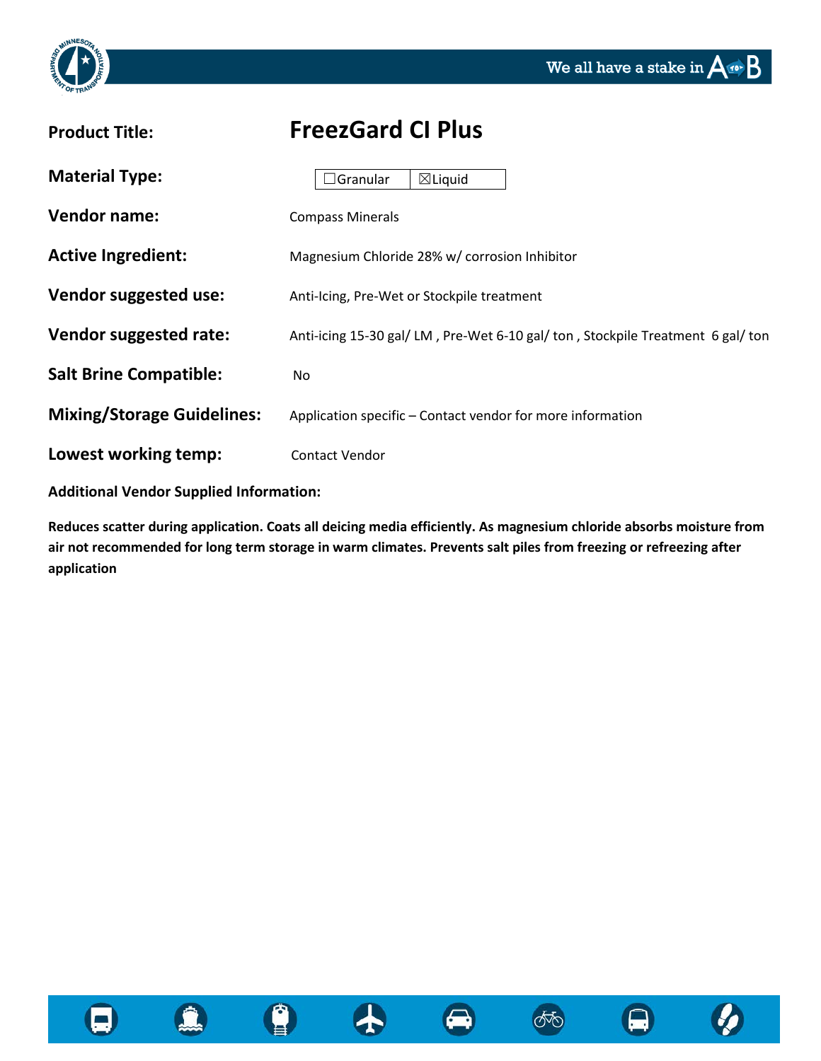**Product Title:** **FreezGard CI Plus**

**Material Type:** ☐Granular ☒Liquid

**Vendor name:** Compass Minerals

**Active Ingredient:** Magnesium Chloride 28% w/ corrosion Inhibitor

**Vendor suggested use:** Anti-Icing, Pre-Wet or Stockpile treatment

**Vendor suggested rate:** Anti-icing 15-30 gal/ LM , Pre-Wet 6-10 gal/ ton , Stockpile Treatment 6 gal/ ton

**Salt Brine Compatible:** No

**Mixing/Storage Guidelines:** Application specific – Contact vendor for more information

**Lowest working temp:** Contact Vendor

**Additional Vendor Supplied Information:**

**Reduces scatter during application. Coats all deicing media efficiently. As magnesium chloride absorbs moisture from air not recommended for long term storage in warm climates. Prevents salt piles from freezing or refreezing after application**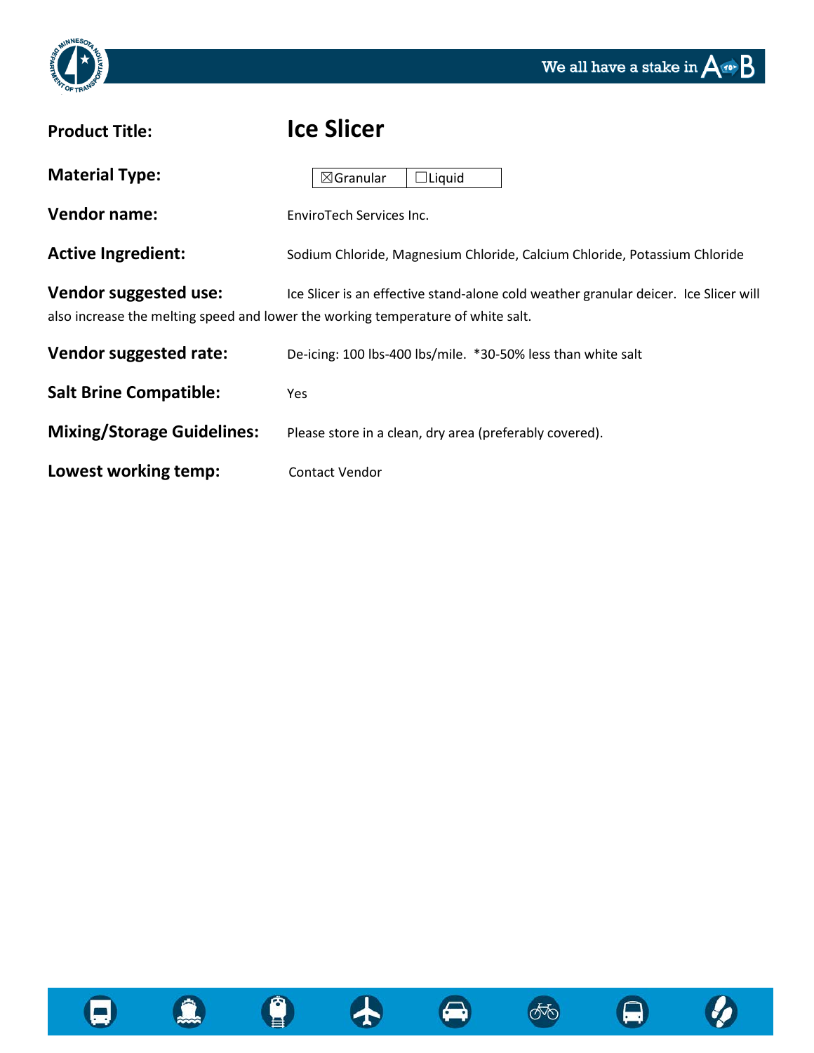**Product Title:** **Ice Slicer**

**Material Type:** ☒Granular ☐Liquid

**Vendor name:** EnviroTech Services Inc.

**Active Ingredient:** Sodium Chloride, Magnesium Chloride, Calcium Chloride, Potassium Chloride

**Vendor suggested use:** Ice Slicer is an effective stand-alone cold weather granular deicer. Ice Slicer will also increase the melting speed and lower the working temperature of white salt.

**Vendor suggested rate:** De-icing: 100 lbs-400 lbs/mile. *30-50% less than white salt

**Salt Brine Compatible:** Yes

**Mixing/Storage Guidelines:** Please store in a clean, dry area (preferably covered).

**Lowest working temp:** Contact Vendor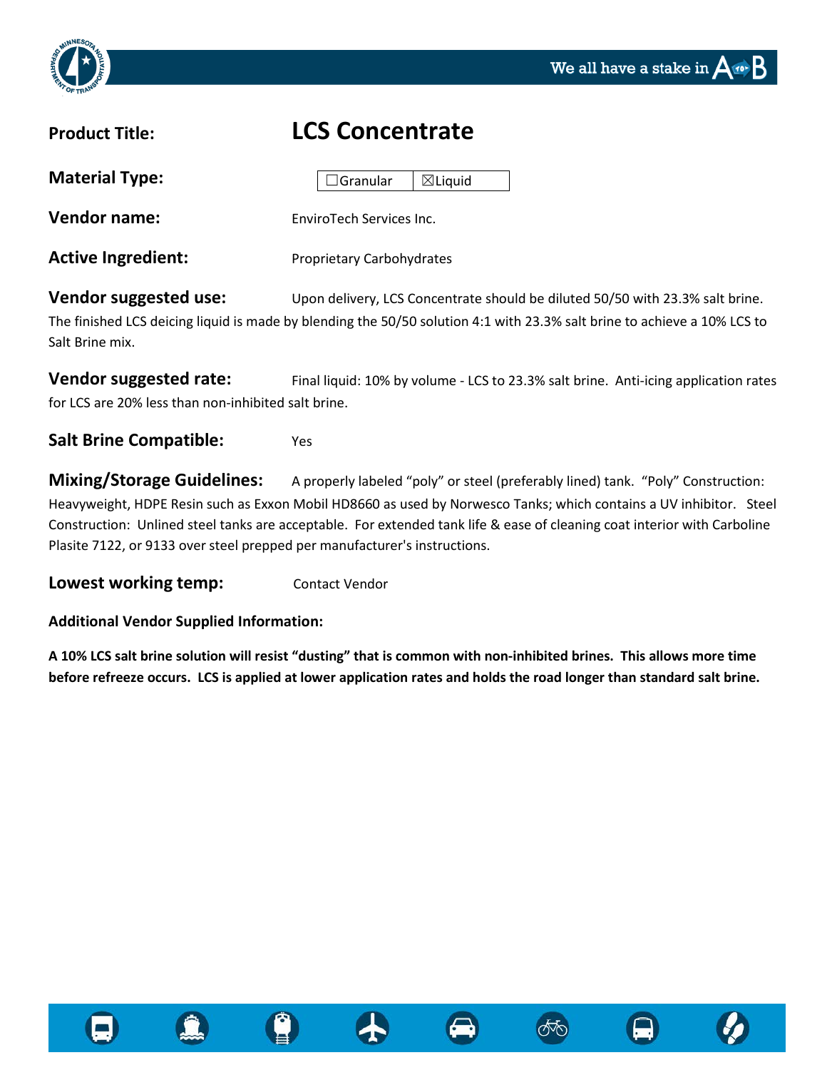**Product Title:** **LCS Concentrate**

**Material Type:** ☐Granular ☒Liquid

**Vendor name:** EnviroTech Services Inc.

**Active Ingredient:** Proprietary Carbohydrates

**Vendor suggested use:** Upon delivery, LCS Concentrate should be diluted 50/50 with 23.3% salt brine. The finished LCS deicing liquid is made by blending the 50/50 solution 4:1 with 23.3% salt brine to achieve a 10% LCS to Salt Brine mix.

**Vendor suggested rate:** Final liquid: 10% by volume - LCS to 23.3% salt brine. Anti-icing application rates for LCS are 20% less than non-inhibited salt brine.

**Salt Brine Compatible:** Yes

**Mixing/Storage Guidelines:** A properly labeled "poly" or steel (preferably lined) tank. "Poly" Construction: Heavyweight, HDPE Resin such as Exxon Mobil HD8660 as used by Norwesco Tanks; which contains a UV inhibitor. Steel Construction: Unlined steel tanks are acceptable. For extended tank life & ease of cleaning coat interior with Carboline Plasite 7122, or 9133 over steel prepped per manufacturer's instructions.

**Lowest working temp:** Contact Vendor

**Additional Vendor Supplied Information:**

**A 10% LCS salt brine solution will resist "dusting" that is common with non-inhibited brines. This allows more time before refreeze occurs. LCS is applied at lower application rates and holds the road longer than standard salt brine.**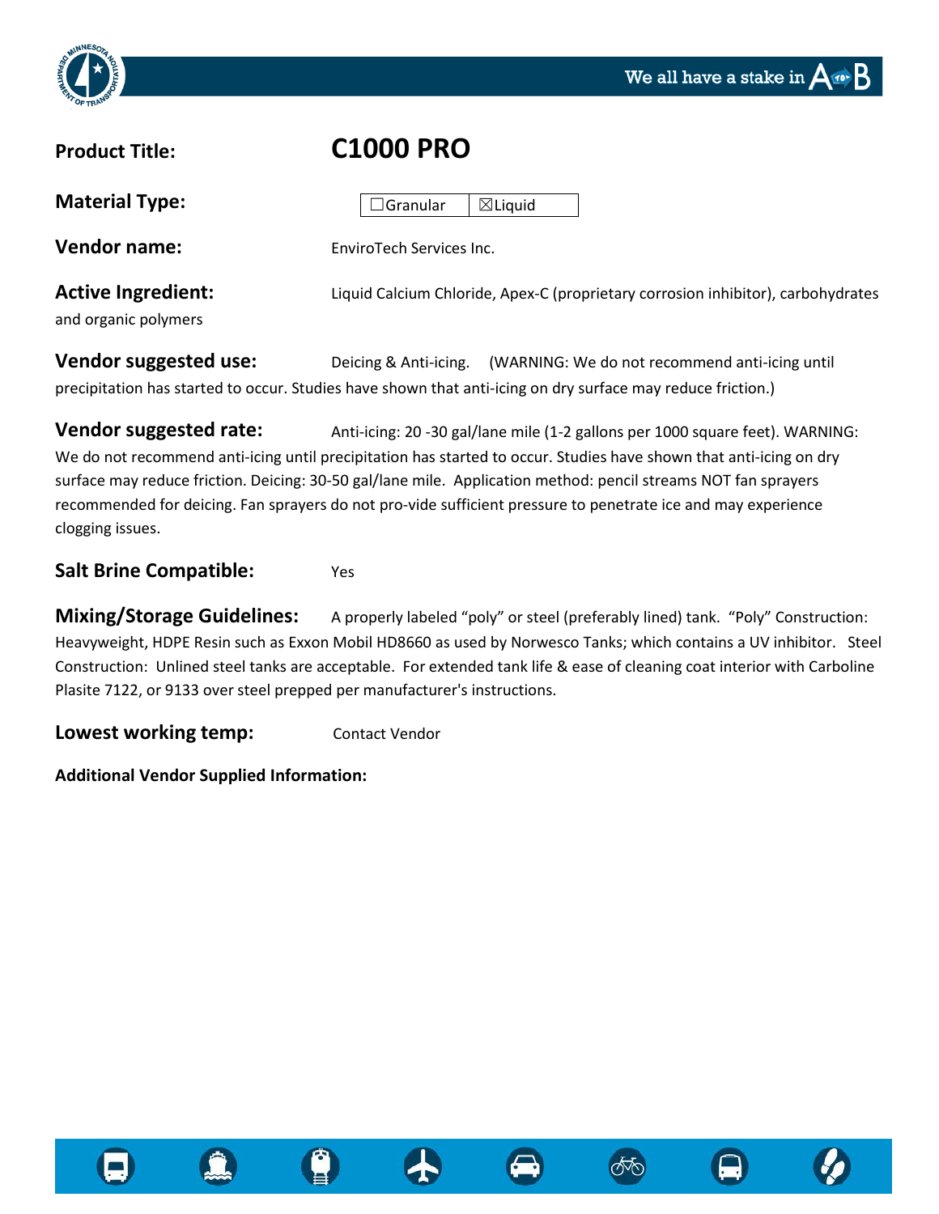**Product Title:** **C1000 PRO**

**Material Type:** ☐Granular ☒Liquid

**Vendor name:** EnviroTech Services Inc.

**Active Ingredient:** Liquid Calcium Chloride, Apex-C (proprietary corrosion inhibitor), carbohydrates and organic polymers

**Vendor suggested use:** Deicing & Anti-icing. (WARNING: We do not recommend anti-icing until precipitation has started to occur. Studies have shown that anti-icing on dry surface may reduce friction.)

**Vendor suggested rate:** Anti-icing: 20 -30 gal/lane mile (1-2 gallons per 1000 square feet). WARNING: We do not recommend anti-icing until precipitation has started to occur. Studies have shown that anti-icing on dry surface may reduce friction. Deicing: 30-50 gal/lane mile. Application method: pencil streams NOT fan sprayers recommended for deicing. Fan sprayers do not pro-vide sufficient pressure to penetrate ice and may experience clogging issues.

**Salt Brine Compatible:** Yes

**Mixing/Storage Guidelines:** A properly labeled "poly" or steel (preferably lined) tank. "Poly" Construction: Heavyweight, HDPE Resin such as Exxon Mobil HD8660 as used by Norwesco Tanks; which contains a UV inhibitor. Steel Construction: Unlined steel tanks are acceptable. For extended tank life & ease of cleaning coat interior with Carboline Plasite 7122, or 9133 over steel prepped per manufacturer's instructions.

**Lowest working temp:** Contact Vendor

**Additional Vendor Supplied Information:**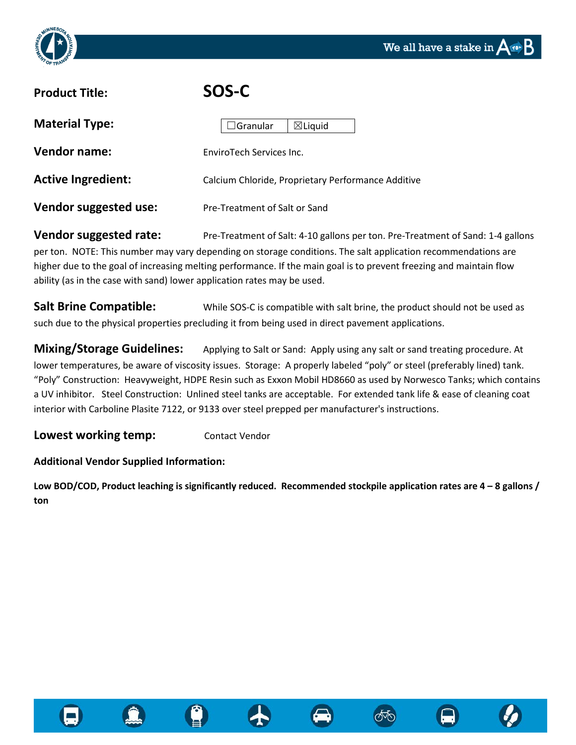**Product Title:** **SOS-C**

**Material Type:** ☐Granular ☒Liquid

**Vendor name:** EnviroTech Services Inc.

**Active Ingredient:** Calcium Chloride, Proprietary Performance Additive

**Vendor suggested use:** Pre-Treatment of Salt or Sand

**Vendor suggested rate:** Pre-Treatment of Salt: 4-10 gallons per ton. Pre-Treatment of Sand: 1-4 gallons per ton. NOTE: This number may vary depending on storage conditions. The salt application recommendations are higher due to the goal of increasing melting performance. If the main goal is to prevent freezing and maintain flow ability (as in the case with sand) lower application rates may be used.

**Salt Brine Compatible:** While SOS-C is compatible with salt brine, the product should not be used as such due to the physical properties precluding it from being used in direct pavement applications.

**Mixing/Storage Guidelines:** Applying to Salt or Sand: Apply using any salt or sand treating procedure. At lower temperatures, be aware of viscosity issues. Storage: A properly labeled "poly" or steel (preferably lined) tank. "Poly" Construction: Heavyweight, HDPE Resin such as Exxon Mobil HD8660 as used by Norwesco Tanks; which contains a UV inhibitor. Steel Construction: Unlined steel tanks are acceptable. For extended tank life & ease of cleaning coat interior with Carboline Plasite 7122, or 9133 over steel prepped per manufacturer's instructions.

**Lowest working temp:** Contact Vendor

**Additional Vendor Supplied Information:**

**Low BOD/COD, Product leaching is significantly reduced. Recommended stockpile application rates are 4 – 8 gallons / ton**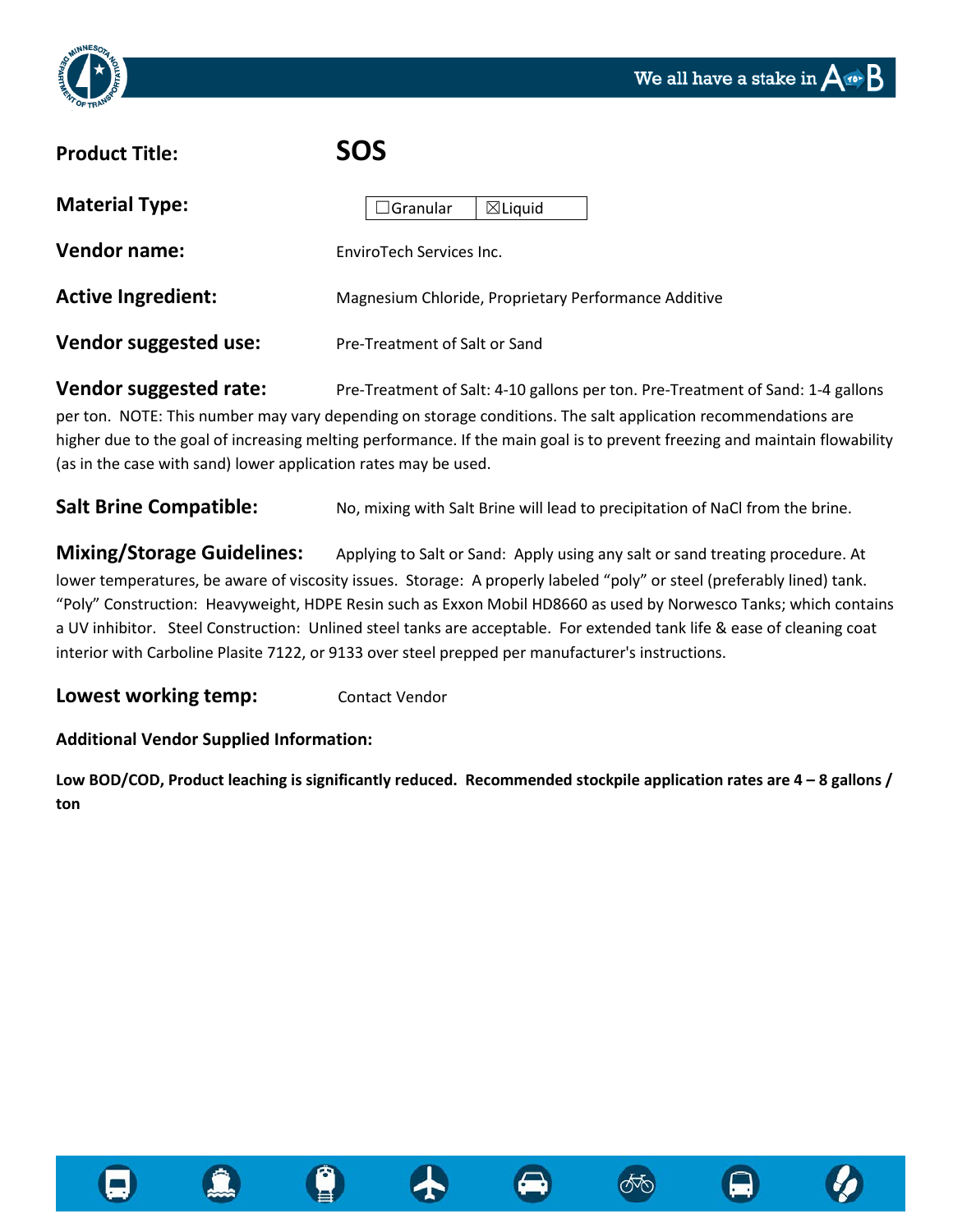**Product Title:** **SOS**

**Material Type:** ☐Granular ☒Liquid

**Vendor name:** EnviroTech Services Inc.

**Active Ingredient:** Magnesium Chloride, Proprietary Performance Additive

**Vendor suggested use:** Pre-Treatment of Salt or Sand

**Vendor suggested rate:** Pre-Treatment of Salt: 4-10 gallons per ton. Pre-Treatment of Sand: 1-4 gallons per ton. NOTE: This number may vary depending on storage conditions. The salt application recommendations are higher due to the goal of increasing melting performance. If the main goal is to prevent freezing and maintain flowability (as in the case with sand) lower application rates may be used.

**Salt Brine Compatible:** No, mixing with Salt Brine will lead to precipitation of NaCl from the brine.

**Mixing/Storage Guidelines:** Applying to Salt or Sand: Apply using any salt or sand treating procedure. At lower temperatures, be aware of viscosity issues. Storage: A properly labeled "poly" or steel (preferably lined) tank. "Poly" Construction: Heavyweight, HDPE Resin such as Exxon Mobil HD8660 as used by Norwesco Tanks; which contains a UV inhibitor. Steel Construction: Unlined steel tanks are acceptable. For extended tank life & ease of cleaning coat interior with Carboline Plasite 7122, or 9133 over steel prepped per manufacturer's instructions.

**Lowest working temp:** Contact Vendor

**Additional Vendor Supplied Information:**

**Low BOD/COD, Product leaching is significantly reduced. Recommended stockpile application rates are 4 – 8 gallons / ton**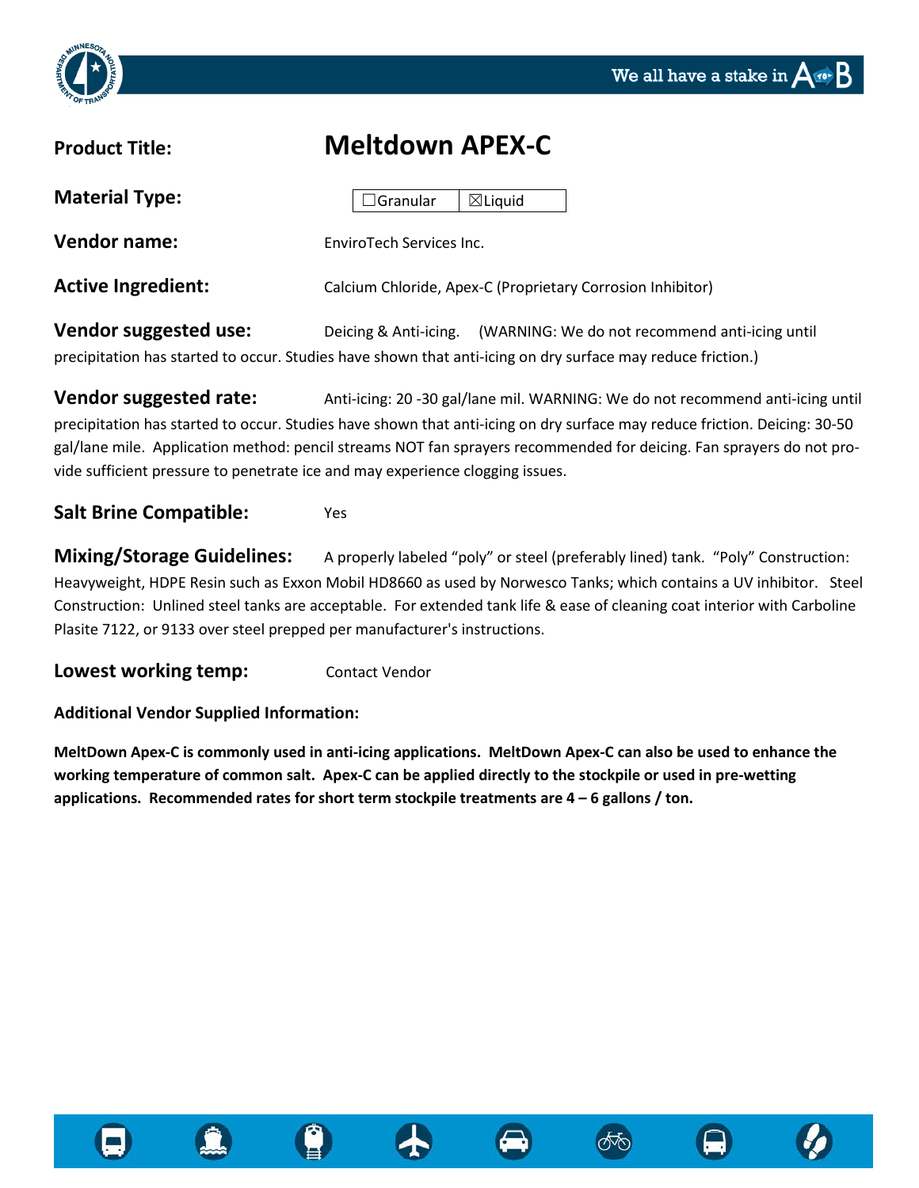**Product Title:** **Meltdown APEX-C**

**Material Type:** ☐Granular ☒Liquid

**Vendor name:** EnviroTech Services Inc.

**Active Ingredient:** Calcium Chloride, Apex-C (Proprietary Corrosion Inhibitor)

**Vendor suggested use:** Deicing & Anti-icing. (WARNING: We do not recommend anti-icing until precipitation has started to occur. Studies have shown that anti-icing on dry surface may reduce friction.)

**Vendor suggested rate:** Anti-icing: 20 -30 gal/lane mil. WARNING: We do not recommend anti-icing until precipitation has started to occur. Studies have shown that anti-icing on dry surface may reduce friction. Deicing: 30-50 gal/lane mile. Application method: pencil streams NOT fan sprayers recommended for deicing. Fan sprayers do not provide sufficient pressure to penetrate ice and may experience clogging issues.

**Salt Brine Compatible:** Yes

**Mixing/Storage Guidelines:** A properly labeled "poly" or steel (preferably lined) tank. "Poly" Construction: Heavyweight, HDPE Resin such as Exxon Mobil HD8660 as used by Norwesco Tanks; which contains a UV inhibitor. Steel Construction: Unlined steel tanks are acceptable. For extended tank life & ease of cleaning coat interior with Carboline Plasite 7122, or 9133 over steel prepped per manufacturer's instructions.

**Lowest working temp:** Contact Vendor

**Additional Vendor Supplied Information:**

**MeltDown Apex-C is commonly used in anti-icing applications. MeltDown Apex-C can also be used to enhance the working temperature of common salt. Apex-C can be applied directly to the stockpile or used in pre-wetting applications. Recommended rates for short term stockpile treatments are 4 – 6 gallons / ton.**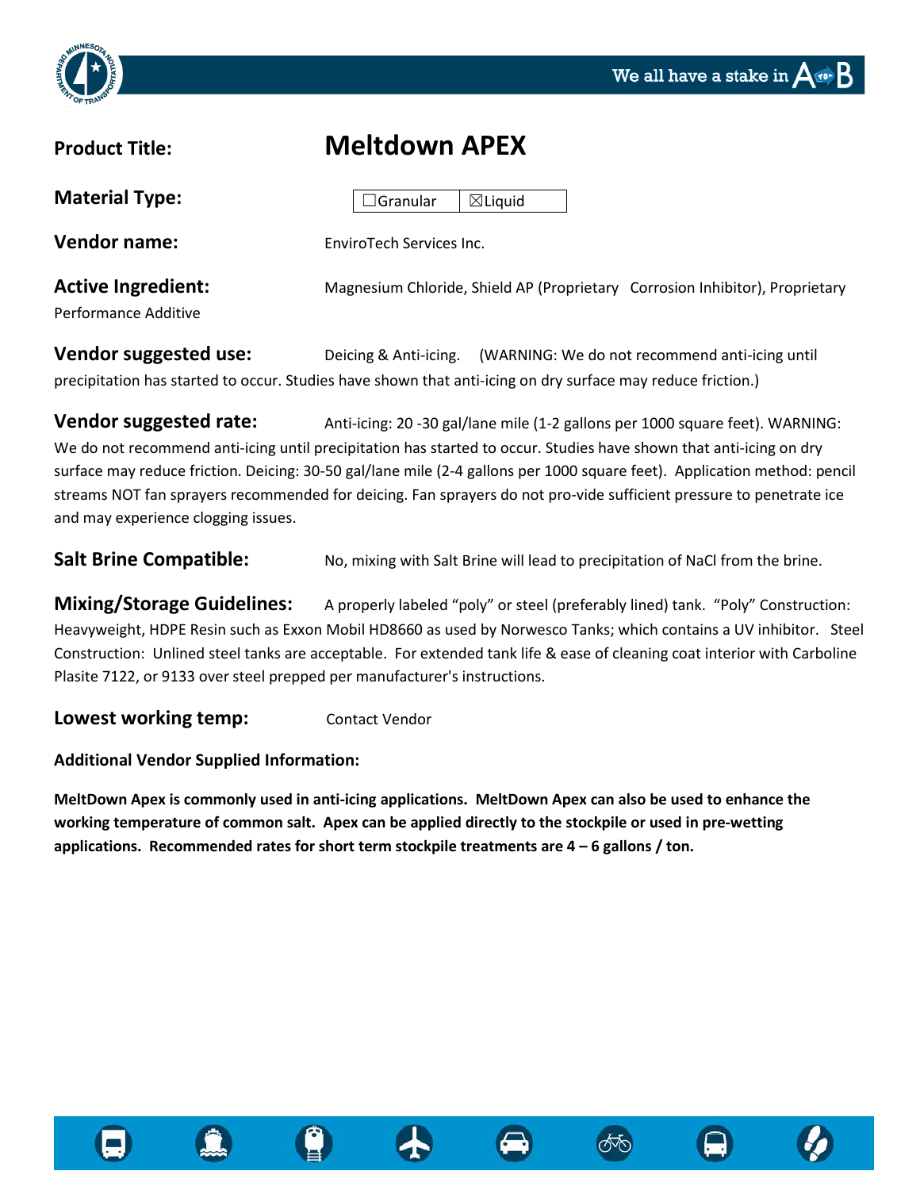**Product Title:** **Meltdown APEX**

**Material Type:** ☐Granular ☒Liquid

**Vendor name:** EnviroTech Services Inc.

**Active Ingredient:** Magnesium Chloride, Shield AP (Proprietary Corrosion Inhibitor), Proprietary Performance Additive

**Vendor suggested use:** Deicing & Anti-icing. (WARNING: We do not recommend anti-icing until precipitation has started to occur. Studies have shown that anti-icing on dry surface may reduce friction.)

**Vendor suggested rate:** Anti-icing: 20 -30 gal/lane mile (1-2 gallons per 1000 square feet). WARNING: We do not recommend anti-icing until precipitation has started to occur. Studies have shown that anti-icing on dry surface may reduce friction. Deicing: 30-50 gal/lane mile (2-4 gallons per 1000 square feet). Application method: pencil streams NOT fan sprayers recommended for deicing. Fan sprayers do not pro-vide sufficient pressure to penetrate ice and may experience clogging issues.

**Salt Brine Compatible:** No, mixing with Salt Brine will lead to precipitation of NaCl from the brine.

**Mixing/Storage Guidelines:** A properly labeled "poly" or steel (preferably lined) tank. "Poly" Construction: Heavyweight, HDPE Resin such as Exxon Mobil HD8660 as used by Norwesco Tanks; which contains a UV inhibitor. Steel Construction: Unlined steel tanks are acceptable. For extended tank life & ease of cleaning coat interior with Carboline Plasite 7122, or 9133 over steel prepped per manufacturer's instructions.

**Lowest working temp:** Contact Vendor

**Additional Vendor Supplied Information:**

**MeltDown Apex is commonly used in anti-icing applications. MeltDown Apex can also be used to enhance the working temperature of common salt. Apex can be applied directly to the stockpile or used in pre-wetting applications. Recommended rates for short term stockpile treatments are 4 – 6 gallons / ton.**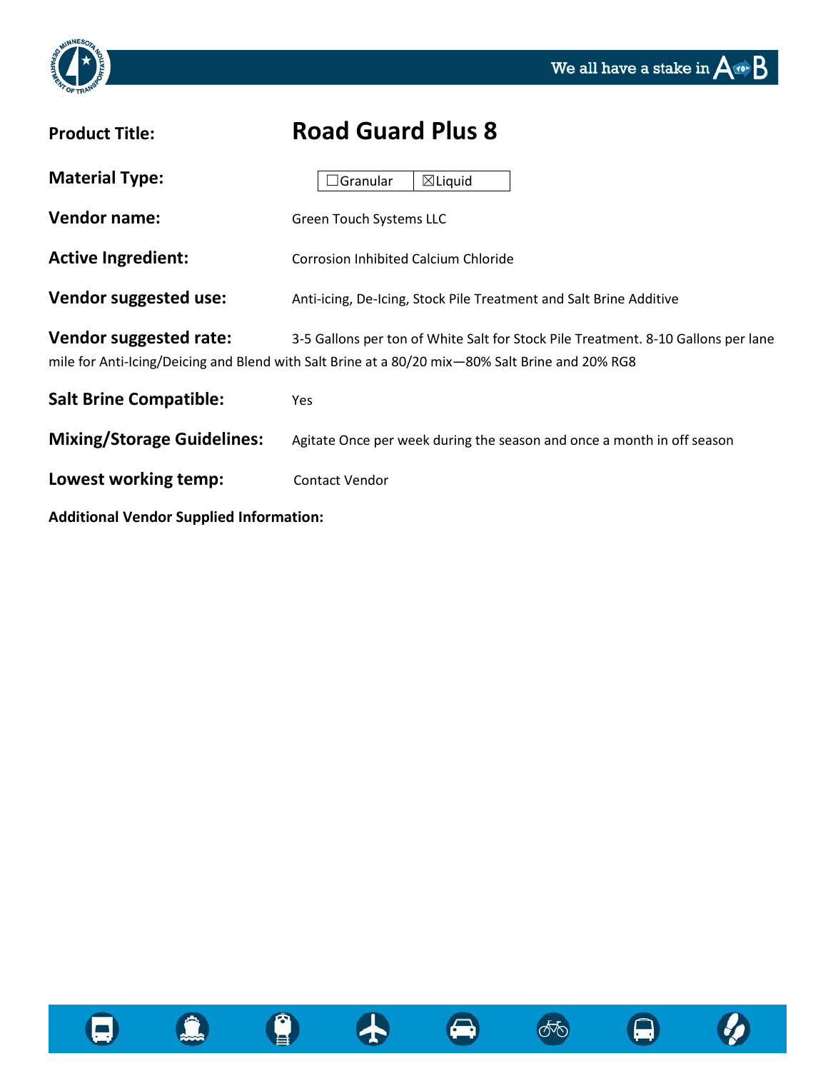**Product Title:** **Road Guard Plus 8**

**Material Type:** ☐Granular ☒Liquid

**Vendor name:** Green Touch Systems LLC

**Active Ingredient:** Corrosion Inhibited Calcium Chloride

**Vendor suggested use:** Anti-icing, De-Icing, Stock Pile Treatment and Salt Brine Additive

**Vendor suggested rate:** 3-5 Gallons per ton of White Salt for Stock Pile Treatment. 8-10 Gallons per lane mile for Anti-Icing/Deicing and Blend with Salt Brine at a 80/20 mix—80% Salt Brine and 20% RG8

**Salt Brine Compatible:** Yes

**Mixing/Storage Guidelines:** Agitate Once per week during the season and once a month in off season

**Lowest working temp:** Contact Vendor

**Additional Vendor Supplied Information:**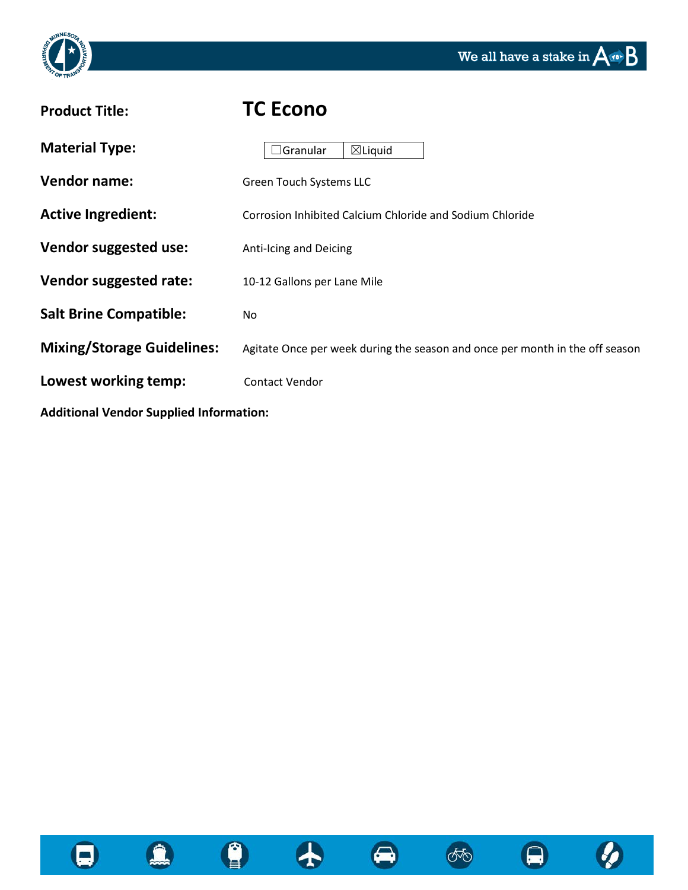**Product Title:** **TC Econo**

**Material Type:** ☐Granular ☒Liquid

**Vendor name:** Green Touch Systems LLC

**Active Ingredient:** Corrosion Inhibited Calcium Chloride and Sodium Chloride

**Vendor suggested use:** Anti-Icing and Deicing

**Vendor suggested rate:** 10-12 Gallons per Lane Mile

**Salt Brine Compatible:** No

**Mixing/Storage Guidelines:** Agitate Once per week during the season and once per month in the off season

**Lowest working temp:** Contact Vendor

**Additional Vendor Supplied Information:**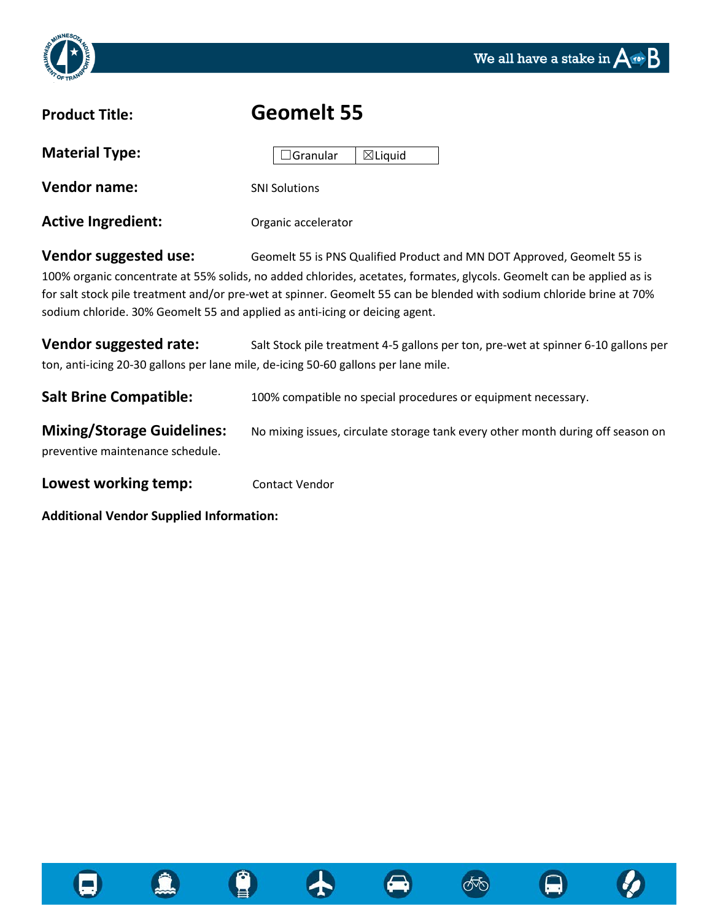**Product Title:** **Geomelt 55**

**Material Type:** ☐Granular ☒Liquid

**Vendor name:** SNI Solutions

**Active Ingredient:** Organic accelerator

**Vendor suggested use:** Geomelt 55 is PNS Qualified Product and MN DOT Approved, Geomelt 55 is 100% organic concentrate at 55% solids, no added chlorides, acetates, formates, glycols. Geomelt can be applied as is for salt stock pile treatment and/or pre-wet at spinner. Geomelt 55 can be blended with sodium chloride brine at 70% sodium chloride. 30% Geomelt 55 and applied as anti-icing or deicing agent.

**Vendor suggested rate:** Salt Stock pile treatment 4-5 gallons per ton, pre-wet at spinner 6-10 gallons per ton, anti-icing 20-30 gallons per lane mile, de-icing 50-60 gallons per lane mile.

**Salt Brine Compatible:** 100% compatible no special procedures or equipment necessary.

**Mixing/Storage Guidelines:** No mixing issues, circulate storage tank every other month during off season on preventive maintenance schedule.

**Lowest working temp:** Contact Vendor

**Additional Vendor Supplied Information:**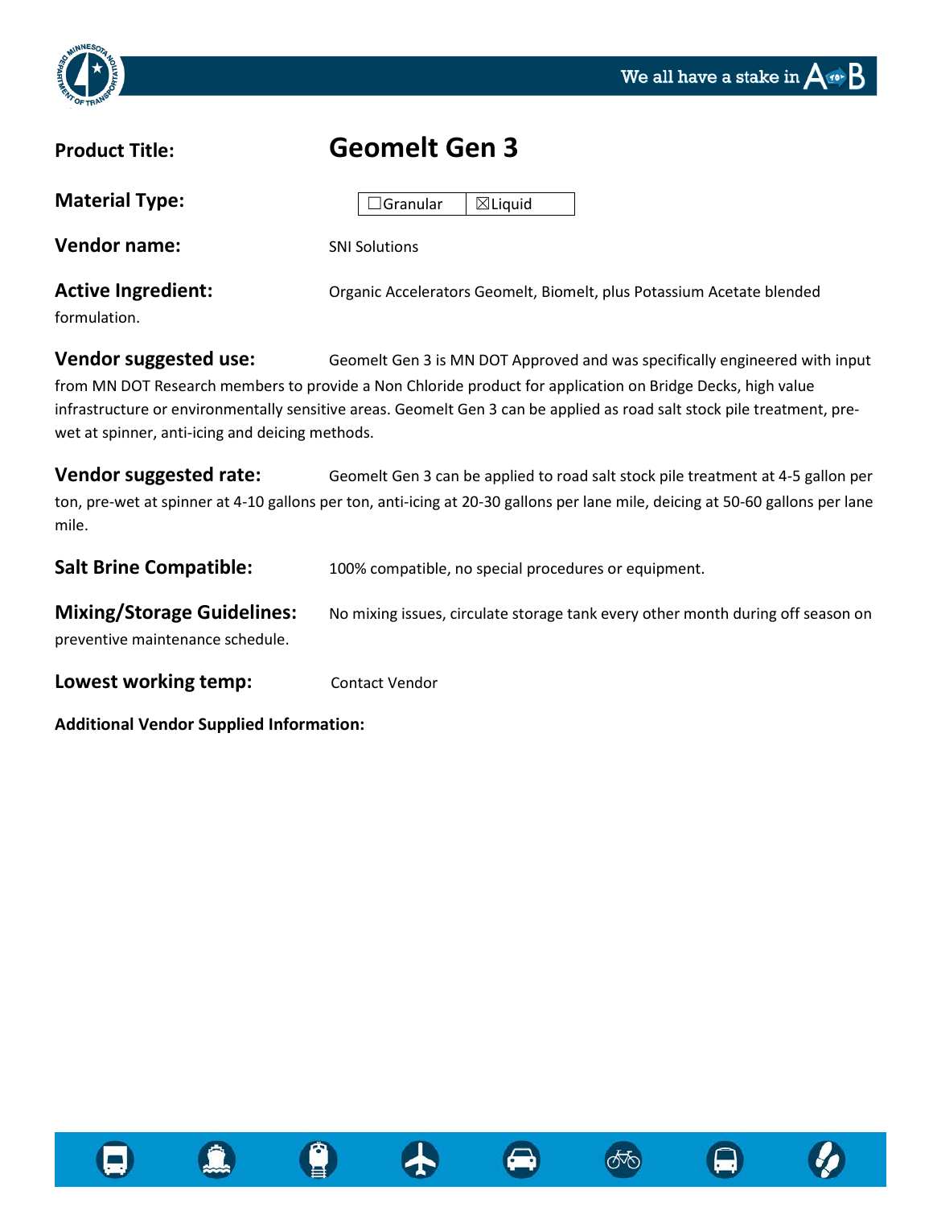**Product Title:** **Geomelt Gen 3**

**Material Type:** ☐Granular ☒Liquid

**Vendor name:** SNI Solutions

**Active Ingredient:** Organic Accelerators Geomelt, Biomelt, plus Potassium Acetate blended formulation.

**Vendor suggested use:** Geomelt Gen 3 is MN DOT Approved and was specifically engineered with input from MN DOT Research members to provide a Non Chloride product for application on Bridge Decks, high value infrastructure or environmentally sensitive areas. Geomelt Gen 3 can be applied as road salt stock pile treatment, pre-wet at spinner, anti-icing and deicing methods.

**Vendor suggested rate:** Geomelt Gen 3 can be applied to road salt stock pile treatment at 4-5 gallon per ton, pre-wet at spinner at 4-10 gallons per ton, anti-icing at 20-30 gallons per lane mile, deicing at 50-60 gallons per lane mile.

**Salt Brine Compatible:** 100% compatible, no special procedures or equipment.

**Mixing/Storage Guidelines:** No mixing issues, circulate storage tank every other month during off season on preventive maintenance schedule.

**Lowest working temp:** Contact Vendor

**Additional Vendor Supplied Information:**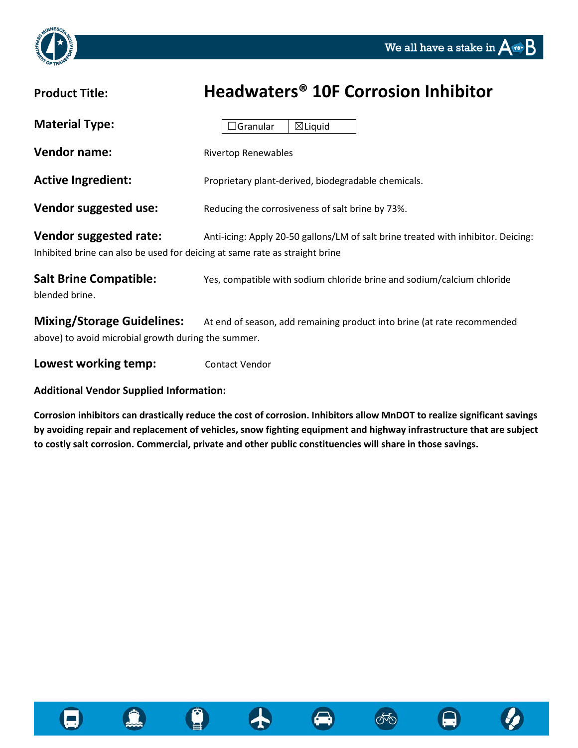**Product Title:** **Headwaters® 10F Corrosion Inhibitor**

**Material Type:** ☐Granular ☒Liquid

**Vendor name:** Rivertop Renewables

**Active Ingredient:** Proprietary plant-derived, biodegradable chemicals.

**Vendor suggested use:** Reducing the corrosiveness of salt brine by 73%.

**Vendor suggested rate:** Anti-icing: Apply 20-50 gallons/LM of salt brine treated with inhibitor. Deicing: Inhibited brine can also be used for deicing at same rate as straight brine

**Salt Brine Compatible:** Yes, compatible with sodium chloride brine and sodium/calcium chloride blended brine.

**Mixing/Storage Guidelines:** At end of season, add remaining product into brine (at rate recommended above) to avoid microbial growth during the summer.

**Lowest working temp:** Contact Vendor

**Additional Vendor Supplied Information:**

**Corrosion inhibitors can drastically reduce the cost of corrosion. Inhibitors allow MnDOT to realize significant savings by avoiding repair and replacement of vehicles, snow fighting equipment and highway infrastructure that are subject to costly salt corrosion. Commercial, private and other public constituencies will share in those savings.**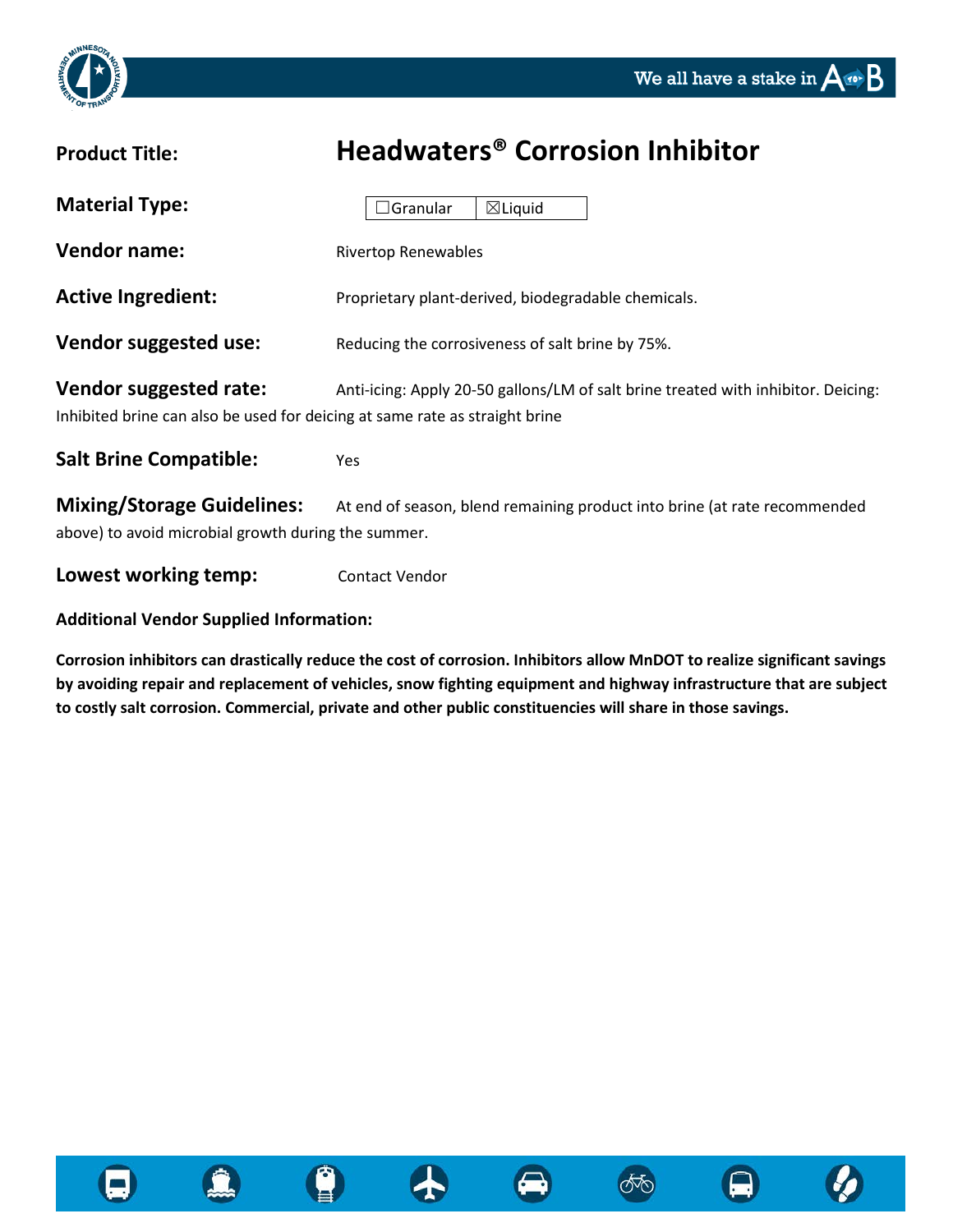**Product Title:** **Headwaters® Corrosion Inhibitor**

**Material Type:** ☐Granular ☒Liquid

**Vendor name:** Rivertop Renewables

**Active Ingredient:** Proprietary plant-derived, biodegradable chemicals.

**Vendor suggested use:** Reducing the corrosiveness of salt brine by 75%.

**Vendor suggested rate:** Anti-icing: Apply 20-50 gallons/LM of salt brine treated with inhibitor. Deicing: Inhibited brine can also be used for deicing at same rate as straight brine

**Salt Brine Compatible:** Yes

**Mixing/Storage Guidelines:** At end of season, blend remaining product into brine (at rate recommended above) to avoid microbial growth during the summer.

**Lowest working temp:** Contact Vendor

**Additional Vendor Supplied Information:**

**Corrosion inhibitors can drastically reduce the cost of corrosion. Inhibitors allow MnDOT to realize significant savings by avoiding repair and replacement of vehicles, snow fighting equipment and highway infrastructure that are subject to costly salt corrosion. Commercial, private and other public constituencies will share in those savings.**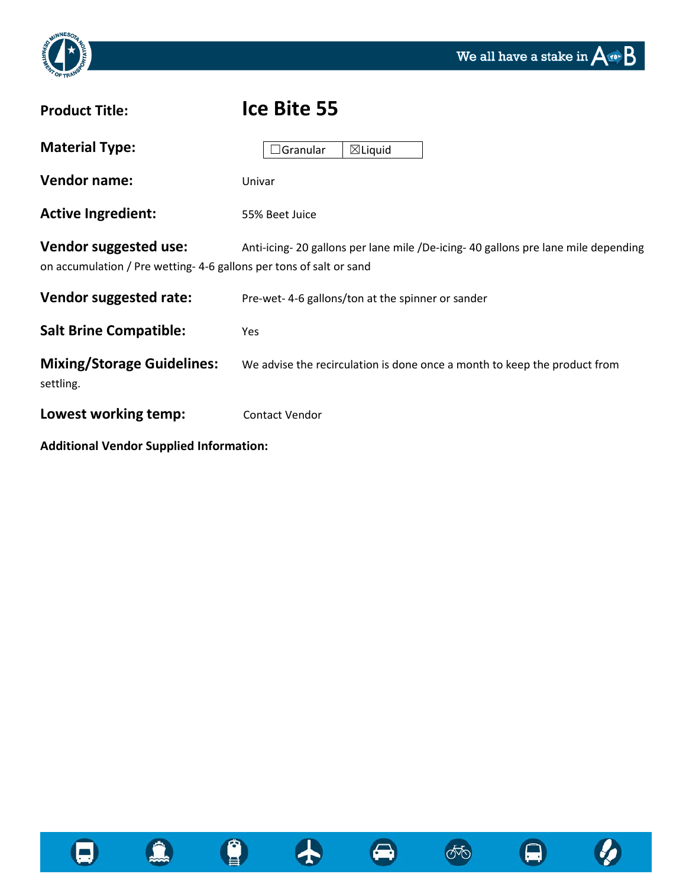**Product Title:** **Ice Bite 55**

**Material Type:** ☐Granular ☒Liquid

**Vendor name:** Univar

**Active Ingredient:** 55% Beet Juice

**Vendor suggested use:** Anti-icing- 20 gallons per lane mile /De-icing- 40 gallons pre lane mile depending on accumulation / Pre wetting- 4-6 gallons per tons of salt or sand

**Vendor suggested rate:** Pre-wet- 4-6 gallons/ton at the spinner or sander

**Salt Brine Compatible:** Yes

**Mixing/Storage Guidelines:** We advise the recirculation is done once a month to keep the product from settling.

**Lowest working temp:** Contact Vendor

**Additional Vendor Supplied Information:**